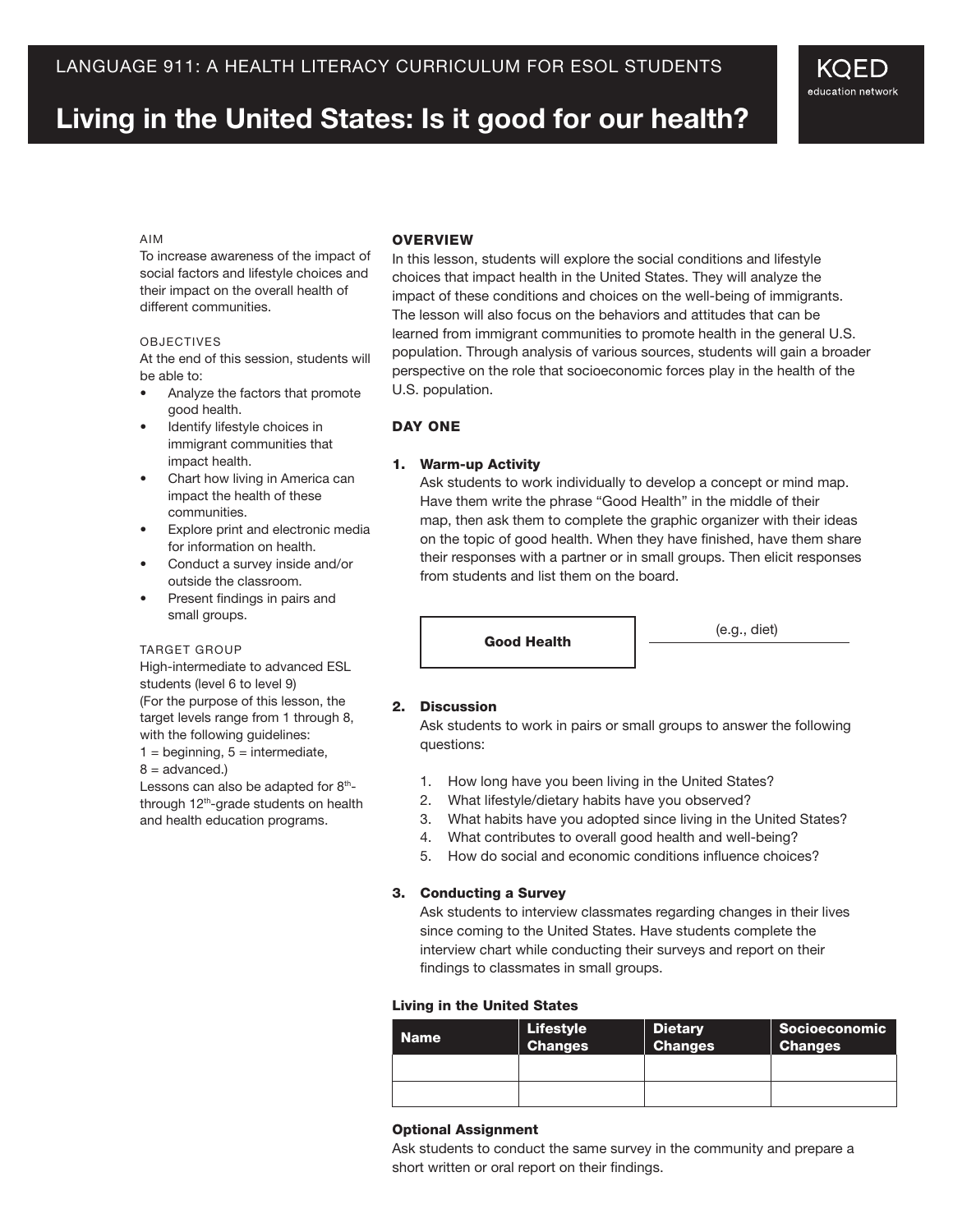LANGUAGE 911: A HEALTH LITERACY CURRICULUM FOR ESOL STUDENTS

# Living in the United States: Is it good for our health?

KQED education network

AIM

To increase awareness of the impact of social factors and lifestyle choices and their impact on the overall health of different communities.

OBJECTIVES

At the end of this session, students will be able to:

- Analyze the factors that promote good health.
- Identify lifestyle choices in immigrant communities that impact health.
- Chart how living in America can impact the health of these communities.
- Explore print and electronic media for information on health.
- Conduct a survey inside and/or outside the classroom.
- Present findings in pairs and small groups.

TARGET GROUP

High-intermediate to advanced ESL students (level 6 to level 9) (For the purpose of this lesson, the target levels range from 1 through 8, with the following guidelines: 1 = beginning, 5 = intermediate, 8 = advanced.)

Lessons can also be adapted for 8th- through 12th-grade students on health and health education programs.

## OVERVIEW

In this lesson, students will explore the social conditions and lifestyle choices that impact health in the United States. They will analyze the impact of these conditions and choices on the well-being of immigrants. The lesson will also focus on the behaviors and attitudes that can be learned from immigrant communities to promote health in the general U.S. population. Through analysis of various sources, students will gain a broader perspective on the role that socioeconomic forces play in the health of the U.S. population.

## DAY ONE

### 1. Warm-up Activity

Ask students to work individually to develop a concept or mind map. Have them write the phrase "Good Health" in the middle of their map, then ask them to complete the graphic organizer with their ideas on the topic of good health. When they have finished, have them share their responses with a partner or in small groups. Then elicit responses from students and list them on the board.

**Good Health** — (e.g., diet) ____________

### 2. Discussion

Ask students to work in pairs or small groups to answer the following questions:

1. How long have you been living in the United States?
2. What lifestyle/dietary habits have you observed?
3. What habits have you adopted since living in the United States?
4. What contributes to overall good health and well-being?
5. How do social and economic conditions influence choices?

### 3. Conducting a Survey

Ask students to interview classmates regarding changes in their lives since coming to the United States. Have students complete the interview chart while conducting their surveys and report on their findings to classmates in small groups.

**Living in the United States**

| Name | Lifestyle Changes | Dietary Changes | Socioeconomic Changes |
| --- | --- | --- | --- |
| | | | |
| | | | |

**Optional Assignment**

Ask students to conduct the same survey in the community and prepare a short written or oral report on their findings.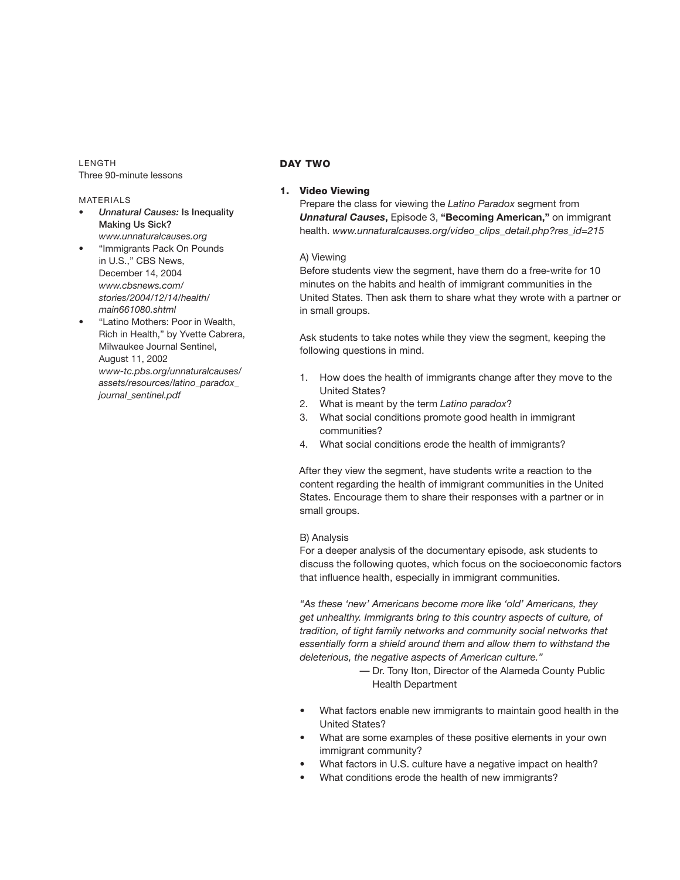LENGTH
Three 90-minute lessons

MATERIALS

- *Unnatural Causes:* **Is Inequality Making Us Sick?** *www.unnaturalcauses.org*
- "Immigrants Pack On Pounds in U.S.," CBS News, December 14, 2004 *www.cbsnews.com/stories/2004/12/14/health/main661080.shtml*
- "Latino Mothers: Poor in Wealth, Rich in Health," by Yvette Cabrera, Milwaukee Journal Sentinel, August 11, 2002 *www-tc.pbs.org/unnaturalcauses/assets/resources/latino_paradox_journal_sentinel.pdf*

## DAY TWO

### 1. Video Viewing

Prepare the class for viewing the *Latino Paradox* segment from ***Unnatural Causes*****, Episode 3, "Becoming American,"** on immigrant health. *www.unnaturalcauses.org/video_clips_detail.php?res_id=215*

A) Viewing

Before students view the segment, have them do a free-write for 10 minutes on the habits and health of immigrant communities in the United States. Then ask them to share what they wrote with a partner or in small groups.

Ask students to take notes while they view the segment, keeping the following questions in mind.

1. How does the health of immigrants change after they move to the United States?
2. What is meant by the term *Latino paradox*?
3. What social conditions promote good health in immigrant communities?
4. What social conditions erode the health of immigrants?

After they view the segment, have students write a reaction to the content regarding the health of immigrant communities in the United States. Encourage them to share their responses with a partner or in small groups.

B) Analysis

For a deeper analysis of the documentary episode, ask students to discuss the following quotes, which focus on the socioeconomic factors that influence health, especially in immigrant communities.

*"As these 'new' Americans become more like 'old' Americans, they get unhealthy. Immigrants bring to this country aspects of culture, of tradition, of tight family networks and community social networks that essentially form a shield around them and allow them to withstand the deleterious, the negative aspects of American culture."*

— Dr. Tony Iton, Director of the Alameda County Public Health Department

- What factors enable new immigrants to maintain good health in the United States?
- What are some examples of these positive elements in your own immigrant community?
- What factors in U.S. culture have a negative impact on health?
- What conditions erode the health of new immigrants?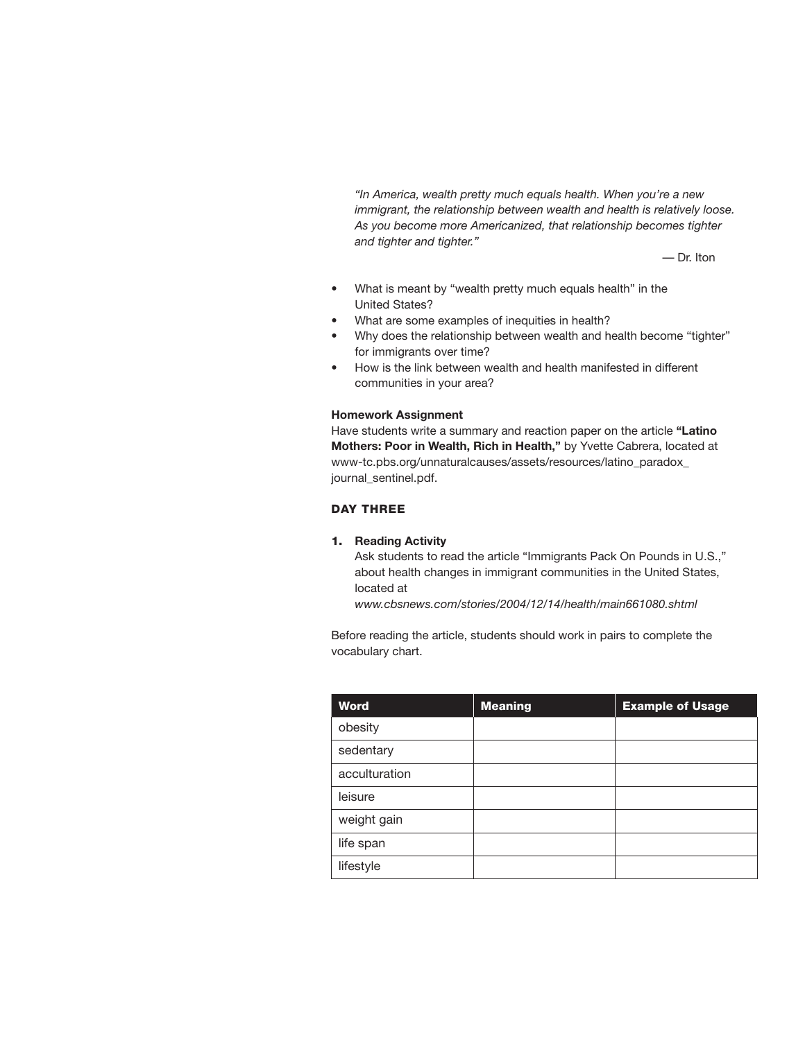*"In America, wealth pretty much equals health. When you're a new immigrant, the relationship between wealth and health is relatively loose. As you become more Americanized, that relationship becomes tighter and tighter and tighter."*

— Dr. Iton

- What is meant by "wealth pretty much equals health" in the United States?
- What are some examples of inequities in health?
- Why does the relationship between wealth and health become "tighter" for immigrants over time?
- How is the link between wealth and health manifested in different communities in your area?

**Homework Assignment**

Have students write a summary and reaction paper on the article **"Latino Mothers: Poor in Wealth, Rich in Health,"** by Yvette Cabrera, located at www-tc.pbs.org/unnaturalcauses/assets/resources/latino_paradox_journal_sentinel.pdf.

### DAY THREE

1. **Reading Activity**

   Ask students to read the article "Immigrants Pack On Pounds in U.S.," about health changes in immigrant communities in the United States, located at
   *www.cbsnews.com/stories/2004/12/14/health/main661080.shtml*

Before reading the article, students should work in pairs to complete the vocabulary chart.

| Word | Meaning | Example of Usage |
|---|---|---|
| obesity | | |
| sedentary | | |
| acculturation | | |
| leisure | | |
| weight gain | | |
| life span | | |
| lifestyle | | |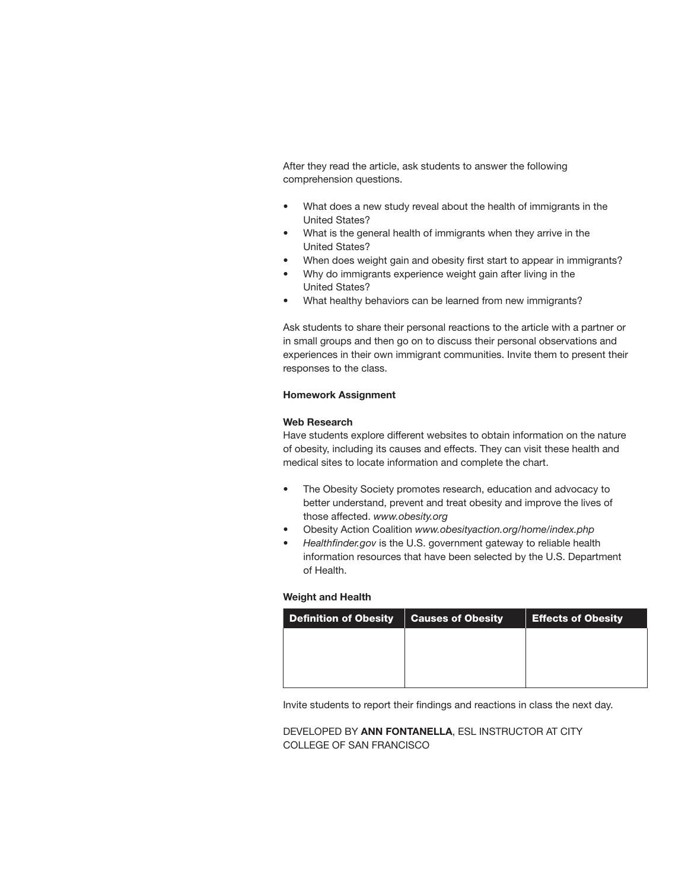After they read the article, ask students to answer the following comprehension questions.

- What does a new study reveal about the health of immigrants in the United States?
- What is the general health of immigrants when they arrive in the United States?
- When does weight gain and obesity first start to appear in immigrants?
- Why do immigrants experience weight gain after living in the United States?
- What healthy behaviors can be learned from new immigrants?

Ask students to share their personal reactions to the article with a partner or in small groups and then go on to discuss their personal observations and experiences in their own immigrant communities. Invite them to present their responses to the class.

**Homework Assignment**

**Web Research**

Have students explore different websites to obtain information on the nature of obesity, including its causes and effects. They can visit these health and medical sites to locate information and complete the chart.

- The Obesity Society promotes research, education and advocacy to better understand, prevent and treat obesity and improve the lives of those affected. *www.obesity.org*
- Obesity Action Coalition *www.obesityaction.org/home/index.php*
- *Healthfinder.gov* is the U.S. government gateway to reliable health information resources that have been selected by the U.S. Department of Health.

**Weight and Health**

| Definition of Obesity | Causes of Obesity | Effects of Obesity |
|---|---|---|
| | | |

Invite students to report their findings and reactions in class the next day.

DEVELOPED BY **ANN FONTANELLA**, ESL INSTRUCTOR AT CITY COLLEGE OF SAN FRANCISCO